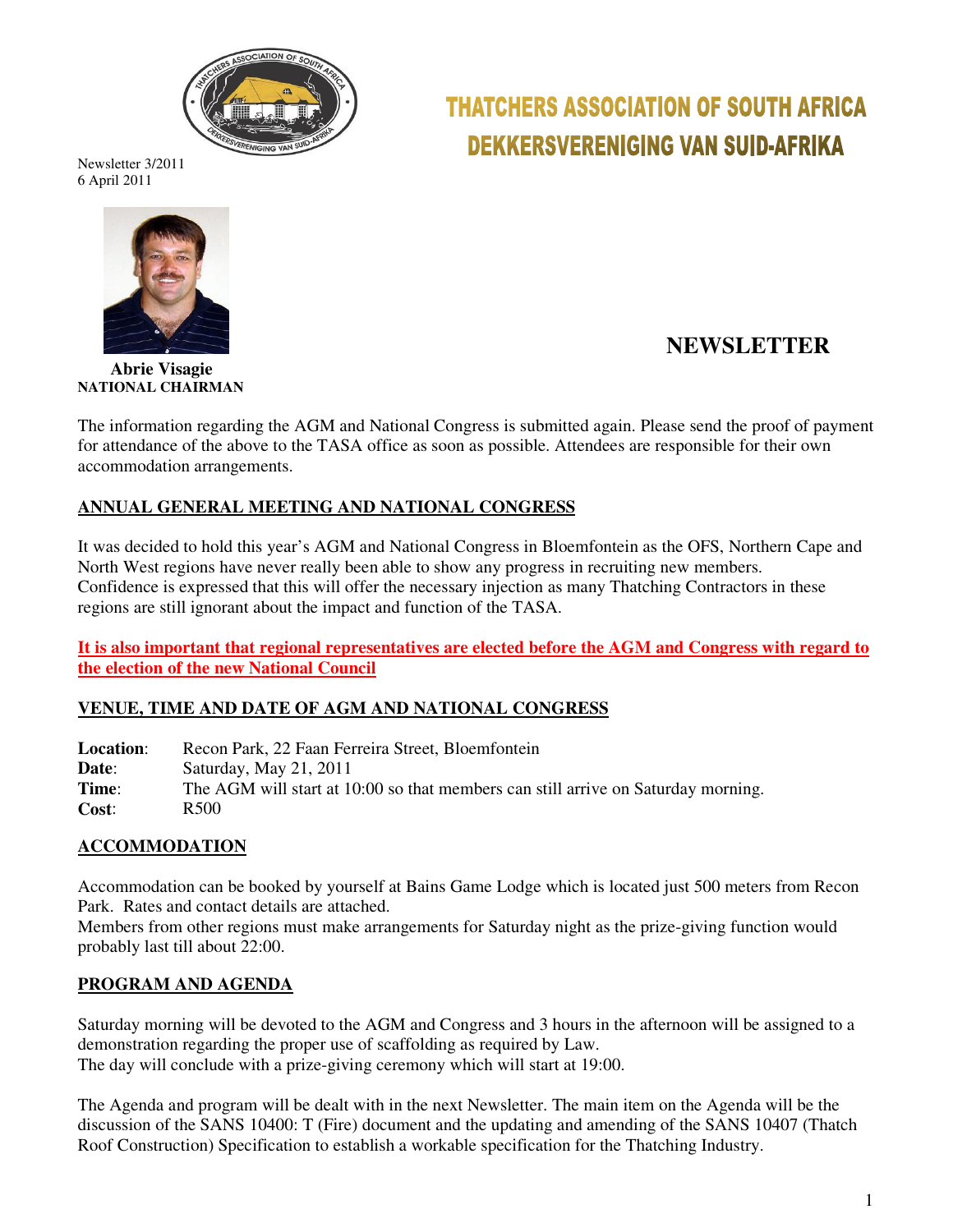# THATCHERS ASSOCIATION OF SOUTH AFRICA
# DEKKERSVERENIGING VAN SUID-AFRIKA

Newsletter 3/2011
6 April 2011

**Abrie Visagie**
**NATIONAL CHAIRMAN**

## NEWSLETTER

The information regarding the AGM and National Congress is submitted again. Please send the proof of payment for attendance of the above to the TASA office as soon as possible. Attendees are responsible for their own accommodation arrangements.

### ANNUAL GENERAL MEETING AND NATIONAL CONGRESS

It was decided to hold this year's AGM and National Congress in Bloemfontein as the OFS, Northern Cape and North West regions have never really been able to show any progress in recruiting new members. Confidence is expressed that this will offer the necessary injection as many Thatching Contractors in these regions are still ignorant about the impact and function of the TASA.

**It is also important that regional representatives are elected before the AGM and Congress with regard to the election of the new National Council**

### VENUE, TIME AND DATE OF AGM AND NATIONAL CONGRESS

**Location**: Recon Park, 22 Faan Ferreira Street, Bloemfontein
**Date**: Saturday, May 21, 2011
**Time**: The AGM will start at 10:00 so that members can still arrive on Saturday morning.
**Cost**: R500

### ACCOMMODATION

Accommodation can be booked by yourself at Bains Game Lodge which is located just 500 meters from Recon Park. Rates and contact details are attached.
Members from other regions must make arrangements for Saturday night as the prize-giving function would probably last till about 22:00.

### PROGRAM AND AGENDA

Saturday morning will be devoted to the AGM and Congress and 3 hours in the afternoon will be assigned to a demonstration regarding the proper use of scaffolding as required by Law.
The day will conclude with a prize-giving ceremony which will start at 19:00.

The Agenda and program will be dealt with in the next Newsletter. The main item on the Agenda will be the discussion of the SANS 10400: T (Fire) document and the updating and amending of the SANS 10407 (Thatch Roof Construction) Specification to establish a workable specification for the Thatching Industry.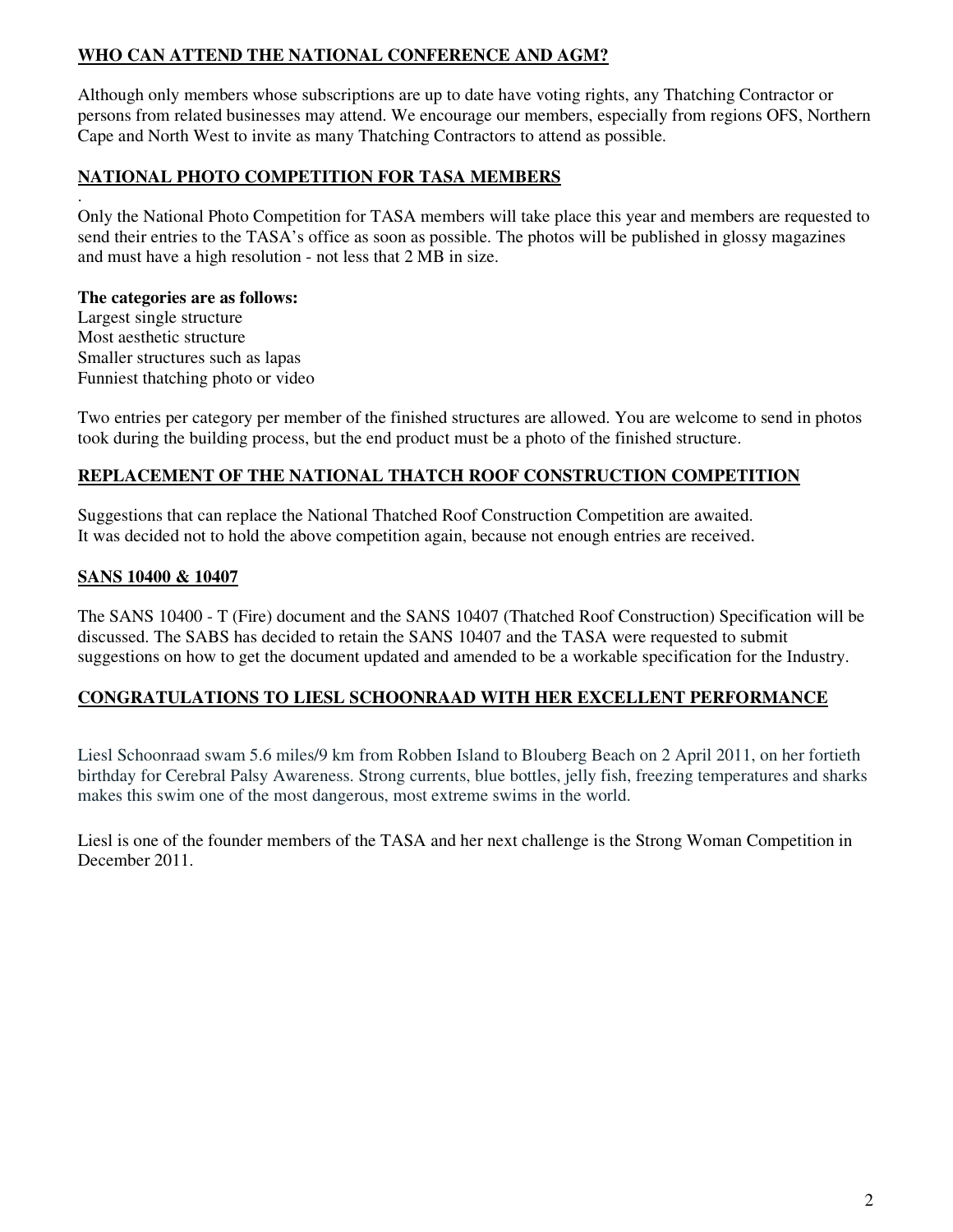## **WHO CAN ATTEND THE NATIONAL CONFERENCE AND AGM?**

Although only members whose subscriptions are up to date have voting rights, any Thatching Contractor or persons from related businesses may attend. We encourage our members, especially from regions OFS, Northern Cape and North West to invite as many Thatching Contractors to attend as possible.

## **NATIONAL PHOTO COMPETITION FOR TASA MEMBERS**

.

Only the National Photo Competition for TASA members will take place this year and members are requested to send their entries to the TASA's office as soon as possible. The photos will be published in glossy magazines and must have a high resolution - not less that 2 MB in size.

**The categories are as follows:**

Largest single structure
Most aesthetic structure
Smaller structures such as lapas
Funniest thatching photo or video

Two entries per category per member of the finished structures are allowed. You are welcome to send in photos took during the building process, but the end product must be a photo of the finished structure.

## **REPLACEMENT OF THE NATIONAL THATCH ROOF CONSTRUCTION COMPETITION**

Suggestions that can replace the National Thatched Roof Construction Competition are awaited.
It was decided not to hold the above competition again, because not enough entries are received.

## **SANS 10400 & 10407**

The SANS 10400 - T (Fire) document and the SANS 10407 (Thatched Roof Construction) Specification will be discussed. The SABS has decided to retain the SANS 10407 and the TASA were requested to submit suggestions on how to get the document updated and amended to be a workable specification for the Industry.

## **CONGRATULATIONS TO LIESL SCHOONRAAD WITH HER EXCELLENT PERFORMANCE**

Liesl Schoonraad swam 5.6 miles/9 km from Robben Island to Blouberg Beach on 2 April 2011, on her fortieth birthday for Cerebral Palsy Awareness. Strong currents, blue bottles, jelly fish, freezing temperatures and sharks makes this swim one of the most dangerous, most extreme swims in the world.

Liesl is one of the founder members of the TASA and her next challenge is the Strong Woman Competition in December 2011.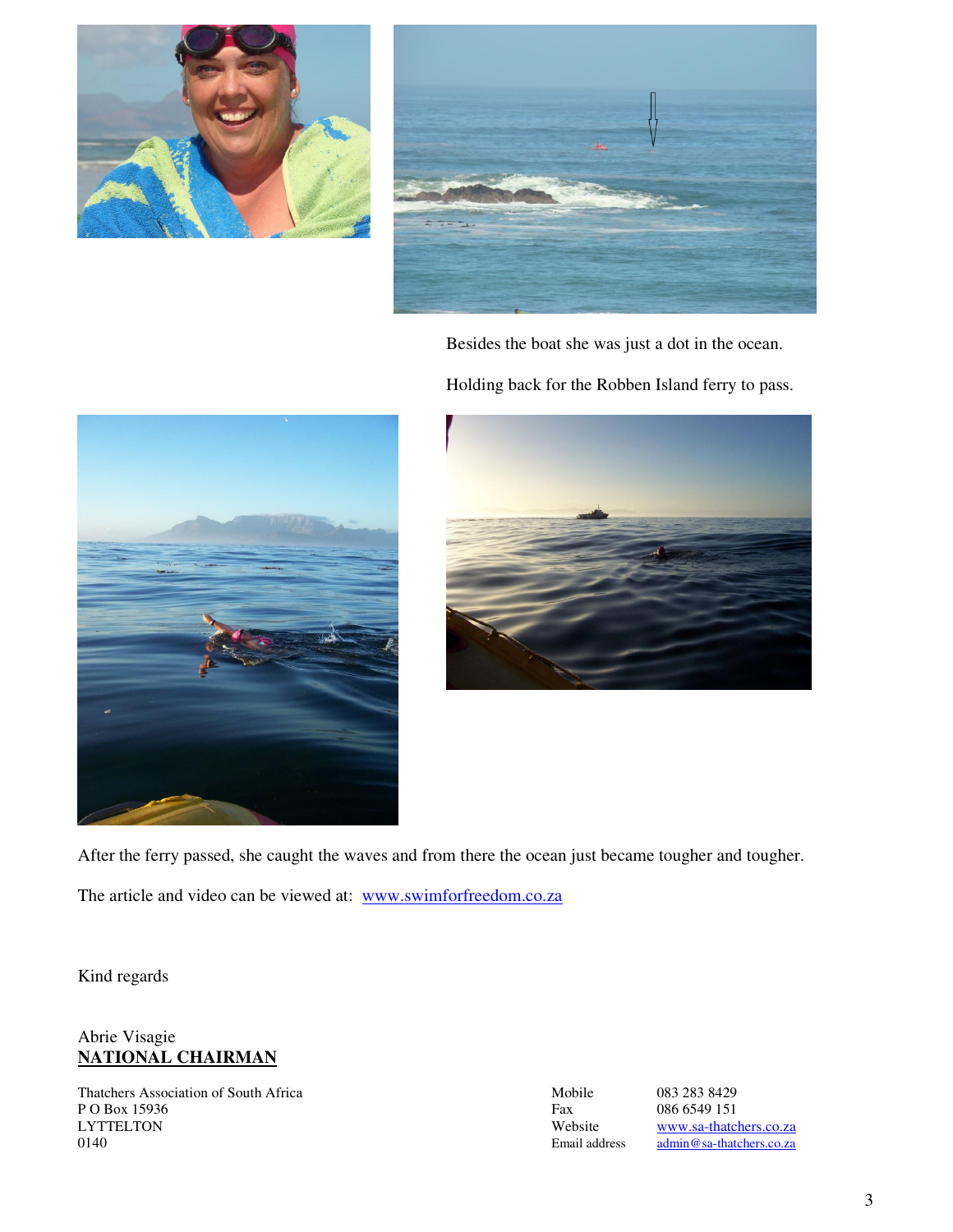Besides the boat she was just a dot in the ocean.

Holding back for the Robben Island ferry to pass.

After the ferry passed, she caught the waves and from there the ocean just became tougher and tougher.

The article and video can be viewed at: [www.swimforfreedom.co.za](http://www.swimforfreedom.co.za)

Kind regards

Abrie Visagie
**NATIONAL CHAIRMAN**

Thatchers Association of South Africa
P O Box 15936
LYTTELTON
0140

Mobile 083 283 8429
Fax 086 6549 151
Website [www.sa-thatchers.co.za](http://www.sa-thatchers.co.za)
Email address [admin@sa-thatchers.co.za](mailto:admin@sa-thatchers.co.za)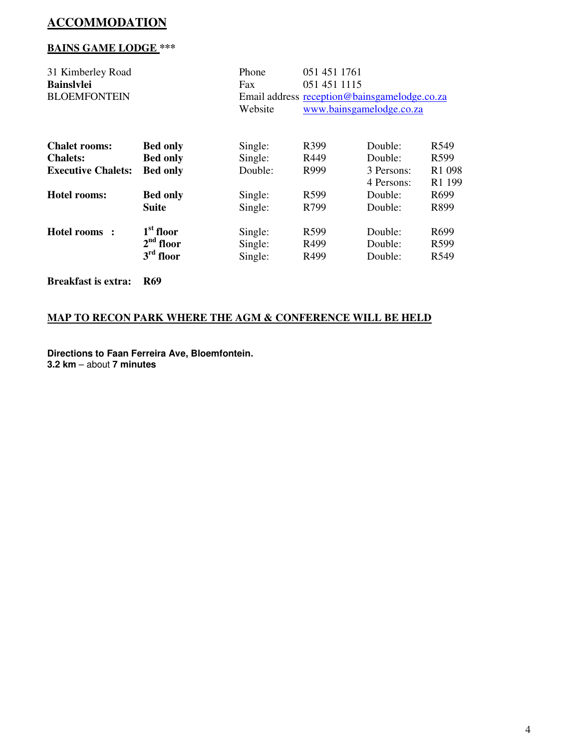# ACCOMMODATION

## BAINS GAME LODGE ***

31 Kimberley Road
**Bainslvlei**
BLOEMFONTEIN

| | |
|---|---|
| Phone | 051 451 1761 |
| Fax | 051 451 1115 |
| Email address | reception@bainsgamelodge.co.za |
| Website | www.bainsgamelodge.co.za |

| | | | | | |
|---|---|---|---|---|---|
| **Chalet rooms:** | **Bed only** | Single: | R399 | Double: | R549 |
| **Chalets:** | **Bed only** | Single: | R449 | Double: | R599 |
| **Executive Chalets:** | **Bed only** | Double: | R999 | 3 Persons: | R1 098 |
| | | | | 4 Persons: | R1 199 |
| **Hotel rooms:** | **Bed only** | Single: | R599 | Double: | R699 |
| | **Suite** | Single: | R799 | Double: | R899 |
| **Hotel rooms :** | **1st floor** | Single: | R599 | Double: | R699 |
| | **2nd floor** | Single: | R499 | Double: | R599 |
| | **3rd floor** | Single: | R499 | Double: | R549 |

**Breakfast is extra: R69**

## MAP TO RECON PARK WHERE THE AGM & CONFERENCE WILL BE HELD

**Directions to Faan Ferreira Ave, Bloemfontein.**
**3.2 km** – about **7 minutes**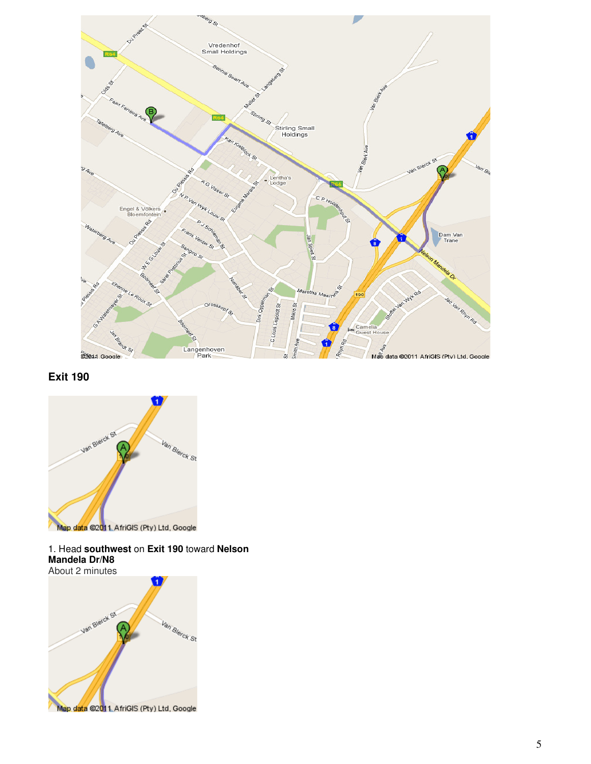**Exit 190**

1. Head **southwest** on **Exit 190** toward **Nelson Mandela Dr/N8**
About 2 minutes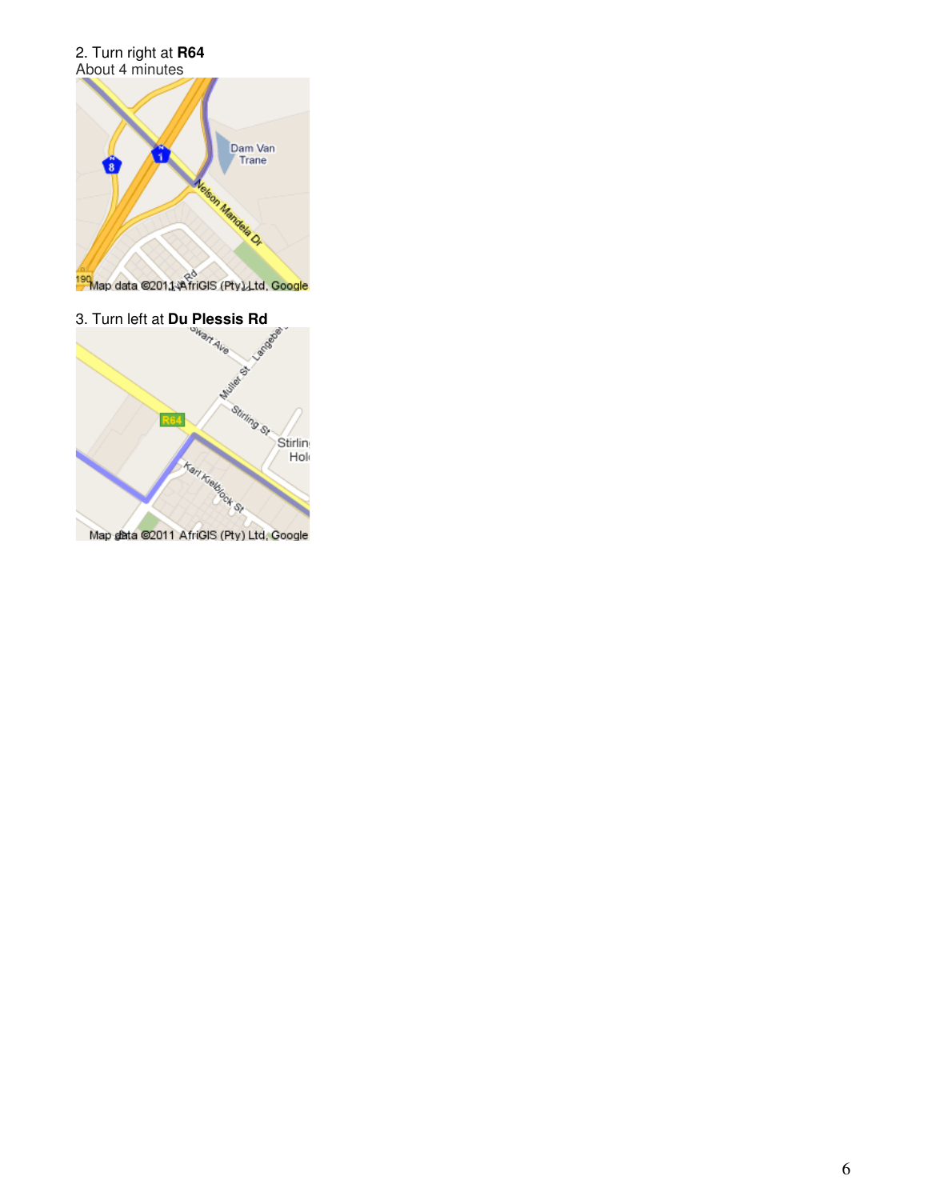2. Turn right at **R64**
About 4 minutes

3. Turn left at **Du Plessis Rd**